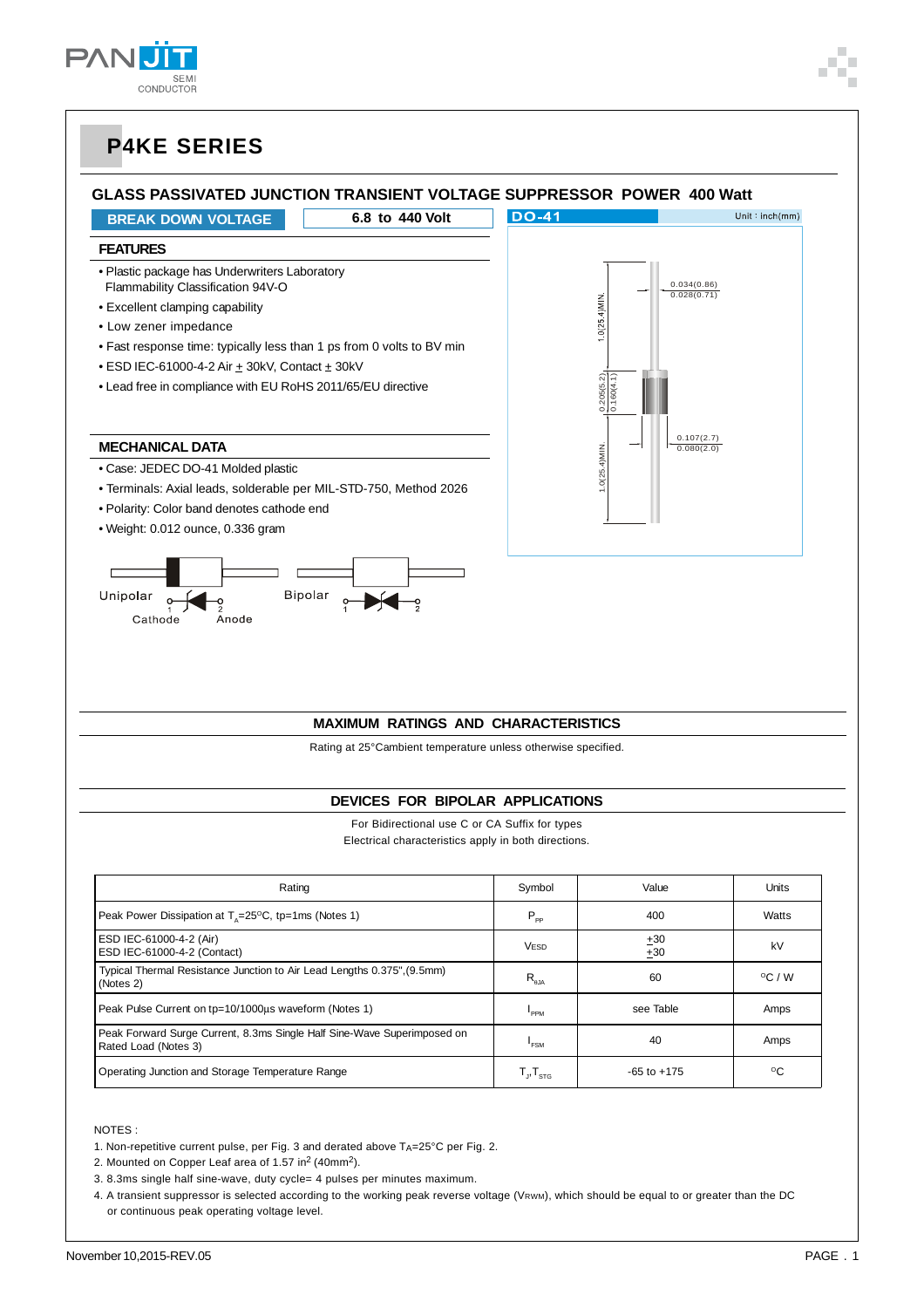# P4KE SERIES

## GLASS PASSIVATED JUNCTION TRANSIENT VOLTAGE SUPPRESSOR POWER 400 Watt

**BREAK DOWN VOLTAGE** | **6.8 to 440 Volt**

**DO-41** Unit : inch(mm)

1.0(25.4)MIN.
0.034(0.86)
0.028(0.71)
0.205(5.2)
0.160(4.1)
0.107(2.7)
0.080(2.0)
1.0(25.4)MIN.

### FEATURES

- Plastic package has Underwriters Laboratory Flammability Classification 94V-O
- Excellent clamping capability
- Low zener impedance
- Fast response time: typically less than 1 ps from 0 volts to BV min
- ESD IEC-61000-4-2 Air ± 30kV, Contact ± 30kV
- Lead free in compliance with EU RoHS 2011/65/EU directive

### MECHANICAL DATA

- Case: JEDEC DO-41 Molded plastic
- Terminals: Axial leads, solderable per MIL-STD-750, Method 2026
- Polarity: Color band denotes cathode end
- Weight: 0.012 ounce, 0.336 gram

Unipolar — 1 Cathode, 2 Anode

Bipolar — 1, 2

## MAXIMUM RATINGS AND CHARACTERISTICS

Rating at 25°Cambient temperature unless otherwise specified.

## DEVICES FOR BIPOLAR APPLICATIONS

For Bidirectional use C or CA Suffix for types
Electrical characteristics apply in both directions.

| Rating | Symbol | Value | Units |
|---|---|---|---|
| Peak Power Dissipation at $T_A$=25°C, tp=1ms (Notes 1) | $P_{PP}$ | 400 | Watts |
| ESD IEC-61000-4-2 (Air)<br>ESD IEC-61000-4-2 (Contact) | $V_{ESD}$ | ±30<br>±30 | kV |
| Typical Thermal Resistance Junction to Air Lead Lengths 0.375",(9.5mm) (Notes 2) | $R_{\theta JA}$ | 60 | °C / W |
| Peak Pulse Current on tp=10/1000μs waveform (Notes 1) | $I_{PPM}$ | see Table | Amps |
| Peak Forward Surge Current, 8.3ms Single Half Sine-Wave Superimposed on Rated Load (Notes 3) | $I_{FSM}$ | 40 | Amps |
| Operating Junction and Storage Temperature Range | $T_J, T_{STG}$ | -65 to +175 | °C |

NOTES :

1. Non-repetitive current pulse, per Fig. 3 and derated above $T_A$=25°C per Fig. 2.
2. Mounted on Copper Leaf area of 1.57 in$^2$ (40mm$^2$).
3. 8.3ms single half sine-wave, duty cycle= 4 pulses per minutes maximum.
4. A transient suppressor is selected according to the working peak reverse voltage ($V_{RWM}$), which should be equal to or greater than the DC or continuous peak operating voltage level.

November 10,2015-REV.05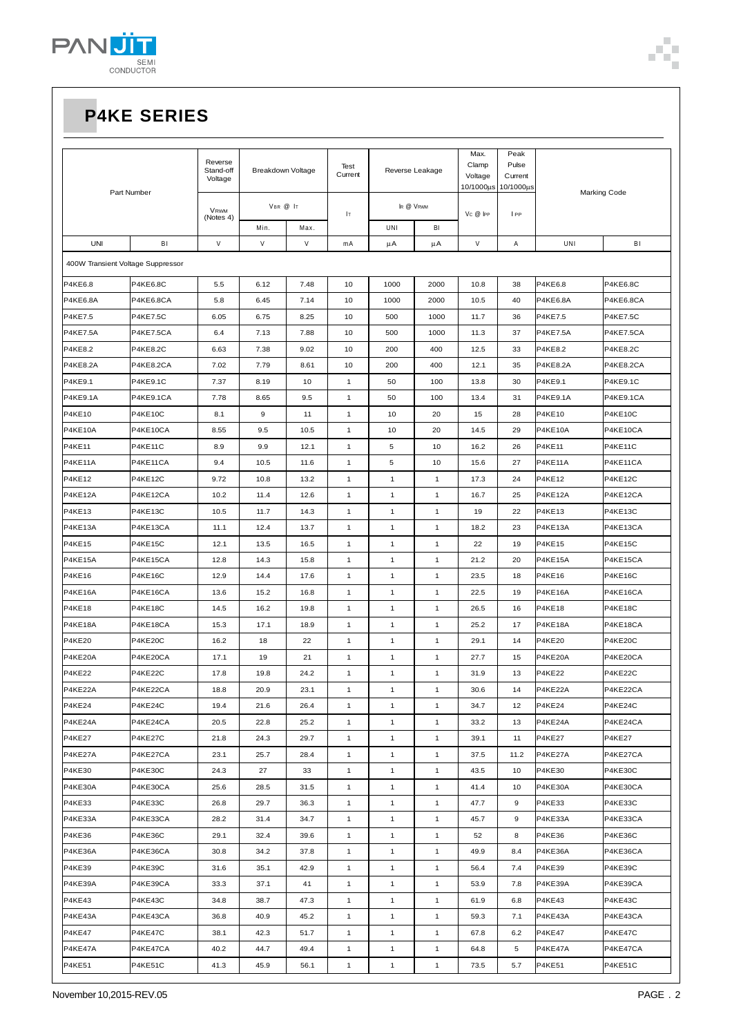# P4KE SERIES

| Part Number | | Reverse Stand-off Voltage | Breakdown Voltage | | Test Current | Reverse Leakage | | Max. Clamp Voltage 10/1000μs | Peak Pulse Current 10/1000μs | Marking Code | |
|---|---|---|---|---|---|---|---|---|---|---|---|
| | | $V_{RWM}$ (Notes 4) | $V_{BR}$ @ $I_T$ | | $I_T$ | $I_R$ @ $V_{RWM}$ | | $V_C$ @ $I_{PP}$ | $I_{PP}$ | | |
| | | | Min. | Max. | | UNI | BI | | | | |
| UNI | BI | V | V | V | mA | μA | μA | V | A | UNI | BI |
| 400W Transient Voltage Suppressor | | | | | | | | | | | |
| P4KE6.8 | P4KE6.8C | 5.5 | 6.12 | 7.48 | 10 | 1000 | 2000 | 10.8 | 38 | P4KE6.8 | P4KE6.8C |
| P4KE6.8A | P4KE6.8CA | 5.8 | 6.45 | 7.14 | 10 | 1000 | 2000 | 10.5 | 40 | P4KE6.8A | P4KE6.8CA |
| P4KE7.5 | P4KE7.5C | 6.05 | 6.75 | 8.25 | 10 | 500 | 1000 | 11.7 | 36 | P4KE7.5 | P4KE7.5C |
| P4KE7.5A | P4KE7.5CA | 6.4 | 7.13 | 7.88 | 10 | 500 | 1000 | 11.3 | 37 | P4KE7.5A | P4KE7.5CA |
| P4KE8.2 | P4KE8.2C | 6.63 | 7.38 | 9.02 | 10 | 200 | 400 | 12.5 | 33 | P4KE8.2 | P4KE8.2C |
| P4KE8.2A | P4KE8.2CA | 7.02 | 7.79 | 8.61 | 10 | 200 | 400 | 12.1 | 35 | P4KE8.2A | P4KE8.2CA |
| P4KE9.1 | P4KE9.1C | 7.37 | 8.19 | 10 | 1 | 50 | 100 | 13.8 | 30 | P4KE9.1 | P4KE9.1C |
| P4KE9.1A | P4KE9.1CA | 7.78 | 8.65 | 9.5 | 1 | 50 | 100 | 13.4 | 31 | P4KE9.1A | P4KE9.1CA |
| P4KE10 | P4KE10C | 8.1 | 9 | 11 | 1 | 10 | 20 | 15 | 28 | P4KE10 | P4KE10C |
| P4KE10A | P4KE10CA | 8.55 | 9.5 | 10.5 | 1 | 10 | 20 | 14.5 | 29 | P4KE10A | P4KE10CA |
| P4KE11 | P4KE11C | 8.9 | 9.9 | 12.1 | 1 | 5 | 10 | 16.2 | 26 | P4KE11 | P4KE11C |
| P4KE11A | P4KE11CA | 9.4 | 10.5 | 11.6 | 1 | 5 | 10 | 15.6 | 27 | P4KE11A | P4KE11CA |
| P4KE12 | P4KE12C | 9.72 | 10.8 | 13.2 | 1 | 1 | 1 | 17.3 | 24 | P4KE12 | P4KE12C |
| P4KE12A | P4KE12CA | 10.2 | 11.4 | 12.6 | 1 | 1 | 1 | 16.7 | 25 | P4KE12A | P4KE12CA |
| P4KE13 | P4KE13C | 10.5 | 11.7 | 14.3 | 1 | 1 | 1 | 19 | 22 | P4KE13 | P4KE13C |
| P4KE13A | P4KE13CA | 11.1 | 12.4 | 13.7 | 1 | 1 | 1 | 18.2 | 23 | P4KE13A | P4KE13CA |
| P4KE15 | P4KE15C | 12.1 | 13.5 | 16.5 | 1 | 1 | 1 | 22 | 19 | P4KE15 | P4KE15C |
| P4KE15A | P4KE15CA | 12.8 | 14.3 | 15.8 | 1 | 1 | 1 | 21.2 | 20 | P4KE15A | P4KE15CA |
| P4KE16 | P4KE16C | 12.9 | 14.4 | 17.6 | 1 | 1 | 1 | 23.5 | 18 | P4KE16 | P4KE16C |
| P4KE16A | P4KE16CA | 13.6 | 15.2 | 16.8 | 1 | 1 | 1 | 22.5 | 19 | P4KE16A | P4KE16CA |
| P4KE18 | P4KE18C | 14.5 | 16.2 | 19.8 | 1 | 1 | 1 | 26.5 | 16 | P4KE18 | P4KE18C |
| P4KE18A | P4KE18CA | 15.3 | 17.1 | 18.9 | 1 | 1 | 1 | 25.2 | 17 | P4KE18A | P4KE18CA |
| P4KE20 | P4KE20C | 16.2 | 18 | 22 | 1 | 1 | 1 | 29.1 | 14 | P4KE20 | P4KE20C |
| P4KE20A | P4KE20CA | 17.1 | 19 | 21 | 1 | 1 | 1 | 27.7 | 15 | P4KE20A | P4KE20CA |
| P4KE22 | P4KE22C | 17.8 | 19.8 | 24.2 | 1 | 1 | 1 | 31.9 | 13 | P4KE22 | P4KE22C |
| P4KE22A | P4KE22CA | 18.8 | 20.9 | 23.1 | 1 | 1 | 1 | 30.6 | 14 | P4KE22A | P4KE22CA |
| P4KE24 | P4KE24C | 19.4 | 21.6 | 26.4 | 1 | 1 | 1 | 34.7 | 12 | P4KE24 | P4KE24C |
| P4KE24A | P4KE24CA | 20.5 | 22.8 | 25.2 | 1 | 1 | 1 | 33.2 | 13 | P4KE24A | P4KE24CA |
| P4KE27 | P4KE27C | 21.8 | 24.3 | 29.7 | 1 | 1 | 1 | 39.1 | 11 | P4KE27 | P4KE27 |
| P4KE27A | P4KE27CA | 23.1 | 25.7 | 28.4 | 1 | 1 | 1 | 37.5 | 11.2 | P4KE27A | P4KE27CA |
| P4KE30 | P4KE30C | 24.3 | 27 | 33 | 1 | 1 | 1 | 43.5 | 10 | P4KE30 | P4KE30C |
| P4KE30A | P4KE30CA | 25.6 | 28.5 | 31.5 | 1 | 1 | 1 | 41.4 | 10 | P4KE30A | P4KE30CA |
| P4KE33 | P4KE33C | 26.8 | 29.7 | 36.3 | 1 | 1 | 1 | 47.7 | 9 | P4KE33 | P4KE33C |
| P4KE33A | P4KE33CA | 28.2 | 31.4 | 34.7 | 1 | 1 | 1 | 45.7 | 9 | P4KE33A | P4KE33CA |
| P4KE36 | P4KE36C | 29.1 | 32.4 | 39.6 | 1 | 1 | 1 | 52 | 8 | P4KE36 | P4KE36C |
| P4KE36A | P4KE36CA | 30.8 | 34.2 | 37.8 | 1 | 1 | 1 | 49.9 | 8.4 | P4KE36A | P4KE36CA |
| P4KE39 | P4KE39C | 31.6 | 35.1 | 42.9 | 1 | 1 | 1 | 56.4 | 7.4 | P4KE39 | P4KE39C |
| P4KE39A | P4KE39CA | 33.3 | 37.1 | 41 | 1 | 1 | 1 | 53.9 | 7.8 | P4KE39A | P4KE39CA |
| P4KE43 | P4KE43C | 34.8 | 38.7 | 47.3 | 1 | 1 | 1 | 61.9 | 6.8 | P4KE43 | P4KE43C |
| P4KE43A | P4KE43CA | 36.8 | 40.9 | 45.2 | 1 | 1 | 1 | 59.3 | 7.1 | P4KE43A | P4KE43CA |
| P4KE47 | P4KE47C | 38.1 | 42.3 | 51.7 | 1 | 1 | 1 | 67.8 | 6.2 | P4KE47 | P4KE47C |
| P4KE47A | P4KE47CA | 40.2 | 44.7 | 49.4 | 1 | 1 | 1 | 64.8 | 5 | P4KE47A | P4KE47CA |
| P4KE51 | P4KE51C | 41.3 | 45.9 | 56.1 | 1 | 1 | 1 | 73.5 | 5.7 | P4KE51 | P4KE51C |

November 10,2015-REV.05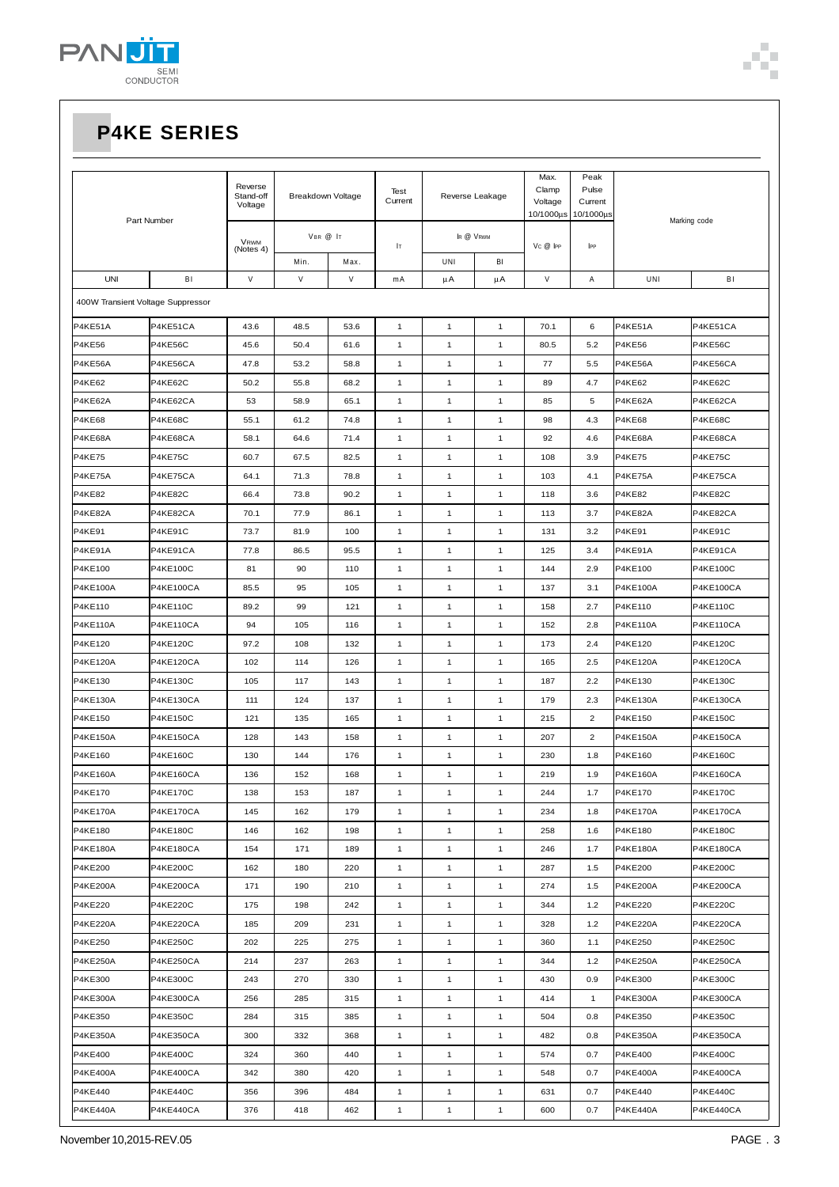# P4KE SERIES

| Part Number | | Reverse Stand-off Voltage | Breakdown Voltage | | Test Current | Reverse Leakage | | Max. Clamp Voltage 10/1000μs | Peak Pulse Current 10/1000μs | Marking code | |
|---|---|---|---|---|---|---|---|---|---|---|---|
| | | $V_{RWM}$ (Notes 4) | $V_{BR}$ @ $I_T$ | | $I_T$ | $I_R$ @ $V_{RWM}$ | | $V_C$ @ $I_{PP}$ | $I_{PP}$ | | |
| | | | Min. | Max. | | UNI | BI | | | | |
| UNI | BI | V | V | V | mA | μA | μA | V | A | UNI | BI |
| 400W Transient Voltage Suppressor | | | | | | | | | | | |
| P4KE51A | P4KE51CA | 43.6 | 48.5 | 53.6 | 1 | 1 | 1 | 70.1 | 6 | P4KE51A | P4KE51CA |
| P4KE56 | P4KE56C | 45.6 | 50.4 | 61.6 | 1 | 1 | 1 | 80.5 | 5.2 | P4KE56 | P4KE56C |
| P4KE56A | P4KE56CA | 47.8 | 53.2 | 58.8 | 1 | 1 | 1 | 77 | 5.5 | P4KE56A | P4KE56CA |
| P4KE62 | P4KE62C | 50.2 | 55.8 | 68.2 | 1 | 1 | 1 | 89 | 4.7 | P4KE62 | P4KE62C |
| P4KE62A | P4KE62CA | 53 | 58.9 | 65.1 | 1 | 1 | 1 | 85 | 5 | P4KE62A | P4KE62CA |
| P4KE68 | P4KE68C | 55.1 | 61.2 | 74.8 | 1 | 1 | 1 | 98 | 4.3 | P4KE68 | P4KE68C |
| P4KE68A | P4KE68CA | 58.1 | 64.6 | 71.4 | 1 | 1 | 1 | 92 | 4.6 | P4KE68A | P4KE68CA |
| P4KE75 | P4KE75C | 60.7 | 67.5 | 82.5 | 1 | 1 | 1 | 108 | 3.9 | P4KE75 | P4KE75C |
| P4KE75A | P4KE75CA | 64.1 | 71.3 | 78.8 | 1 | 1 | 1 | 103 | 4.1 | P4KE75A | P4KE75CA |
| P4KE82 | P4KE82C | 66.4 | 73.8 | 90.2 | 1 | 1 | 1 | 118 | 3.6 | P4KE82 | P4KE82C |
| P4KE82A | P4KE82CA | 70.1 | 77.9 | 86.1 | 1 | 1 | 1 | 113 | 3.7 | P4KE82A | P4KE82CA |
| P4KE91 | P4KE91C | 73.7 | 81.9 | 100 | 1 | 1 | 1 | 131 | 3.2 | P4KE91 | P4KE91C |
| P4KE91A | P4KE91CA | 77.8 | 86.5 | 95.5 | 1 | 1 | 1 | 125 | 3.4 | P4KE91A | P4KE91CA |
| P4KE100 | P4KE100C | 81 | 90 | 110 | 1 | 1 | 1 | 144 | 2.9 | P4KE100 | P4KE100C |
| P4KE100A | P4KE100CA | 85.5 | 95 | 105 | 1 | 1 | 1 | 137 | 3.1 | P4KE100A | P4KE100CA |
| P4KE110 | P4KE110C | 89.2 | 99 | 121 | 1 | 1 | 1 | 158 | 2.7 | P4KE110 | P4KE110C |
| P4KE110A | P4KE110CA | 94 | 105 | 116 | 1 | 1 | 1 | 152 | 2.8 | P4KE110A | P4KE110CA |
| P4KE120 | P4KE120C | 97.2 | 108 | 132 | 1 | 1 | 1 | 173 | 2.4 | P4KE120 | P4KE120C |
| P4KE120A | P4KE120CA | 102 | 114 | 126 | 1 | 1 | 1 | 165 | 2.5 | P4KE120A | P4KE120CA |
| P4KE130 | P4KE130C | 105 | 117 | 143 | 1 | 1 | 1 | 187 | 2.2 | P4KE130 | P4KE130C |
| P4KE130A | P4KE130CA | 111 | 124 | 137 | 1 | 1 | 1 | 179 | 2.3 | P4KE130A | P4KE130CA |
| P4KE150 | P4KE150C | 121 | 135 | 165 | 1 | 1 | 1 | 215 | 2 | P4KE150 | P4KE150C |
| P4KE150A | P4KE150CA | 128 | 143 | 158 | 1 | 1 | 1 | 207 | 2 | P4KE150A | P4KE150CA |
| P4KE160 | P4KE160C | 130 | 144 | 176 | 1 | 1 | 1 | 230 | 1.8 | P4KE160 | P4KE160C |
| P4KE160A | P4KE160CA | 136 | 152 | 168 | 1 | 1 | 1 | 219 | 1.9 | P4KE160A | P4KE160CA |
| P4KE170 | P4KE170C | 138 | 153 | 187 | 1 | 1 | 1 | 244 | 1.7 | P4KE170 | P4KE170C |
| P4KE170A | P4KE170CA | 145 | 162 | 179 | 1 | 1 | 1 | 234 | 1.8 | P4KE170A | P4KE170CA |
| P4KE180 | P4KE180C | 146 | 162 | 198 | 1 | 1 | 1 | 258 | 1.6 | P4KE180 | P4KE180C |
| P4KE180A | P4KE180CA | 154 | 171 | 189 | 1 | 1 | 1 | 246 | 1.7 | P4KE180A | P4KE180CA |
| P4KE200 | P4KE200C | 162 | 180 | 220 | 1 | 1 | 1 | 287 | 1.5 | P4KE200 | P4KE200C |
| P4KE200A | P4KE200CA | 171 | 190 | 210 | 1 | 1 | 1 | 274 | 1.5 | P4KE200A | P4KE200CA |
| P4KE220 | P4KE220C | 175 | 198 | 242 | 1 | 1 | 1 | 344 | 1.2 | P4KE220 | P4KE220C |
| P4KE220A | P4KE220CA | 185 | 209 | 231 | 1 | 1 | 1 | 328 | 1.2 | P4KE220A | P4KE220CA |
| P4KE250 | P4KE250C | 202 | 225 | 275 | 1 | 1 | 1 | 360 | 1.1 | P4KE250 | P4KE250C |
| P4KE250A | P4KE250CA | 214 | 237 | 263 | 1 | 1 | 1 | 344 | 1.2 | P4KE250A | P4KE250CA |
| P4KE300 | P4KE300C | 243 | 270 | 330 | 1 | 1 | 1 | 430 | 0.9 | P4KE300 | P4KE300C |
| P4KE300A | P4KE300CA | 256 | 285 | 315 | 1 | 1 | 1 | 414 | 1 | P4KE300A | P4KE300CA |
| P4KE350 | P4KE350C | 284 | 315 | 385 | 1 | 1 | 1 | 504 | 0.8 | P4KE350 | P4KE350C |
| P4KE350A | P4KE350CA | 300 | 332 | 368 | 1 | 1 | 1 | 482 | 0.8 | P4KE350A | P4KE350CA |
| P4KE400 | P4KE400C | 324 | 360 | 440 | 1 | 1 | 1 | 574 | 0.7 | P4KE400 | P4KE400C |
| P4KE400A | P4KE400CA | 342 | 380 | 420 | 1 | 1 | 1 | 548 | 0.7 | P4KE400A | P4KE400CA |
| P4KE440 | P4KE440C | 356 | 396 | 484 | 1 | 1 | 1 | 631 | 0.7 | P4KE440 | P4KE440C |
| P4KE440A | P4KE440CA | 376 | 418 | 462 | 1 | 1 | 1 | 600 | 0.7 | P4KE440A | P4KE440CA |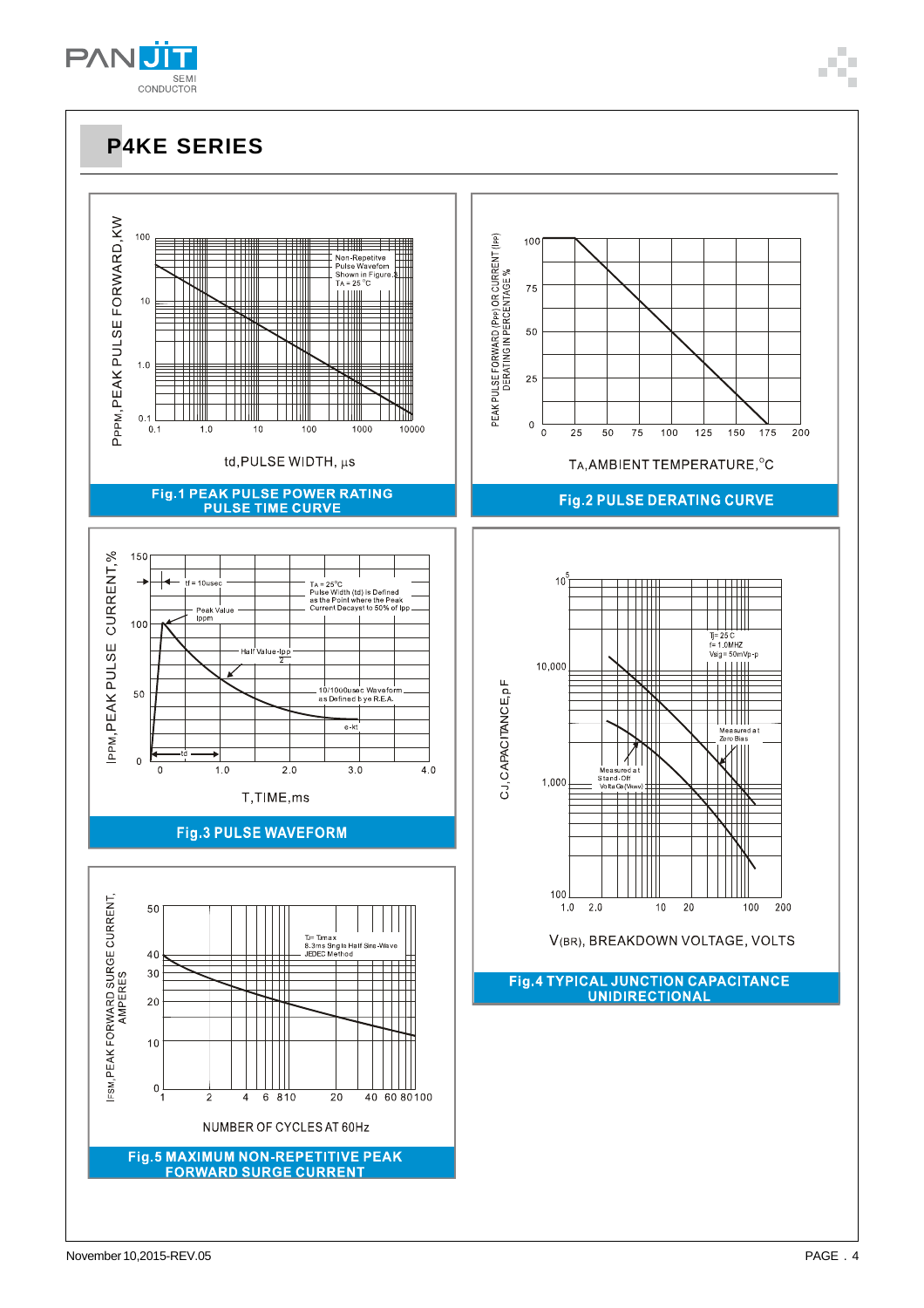## P4KE SERIES

$P_{PPM}$, PEAK PULSE FORWARD, KW

100, 10, 1.0, 0.1

Non-Repetitve Pulse Waveform Shown in Figure.3 $T_A = 25\,^{\circ}C$

0.1, 1.0, 10, 100, 1000, 10000

td, PULSE WIDTH, µs

**Fig.1 PEAK PULSE POWER RATING PULSE TIME CURVE**

PEAK PULSE FORWARD ($P_{PP}$) OR CURRENT ($I_{PP}$) DERATING IN PERCENTAGE %

100, 75, 50, 25, 0

0, 25, 50, 75, 100, 125, 150, 175, 200

$T_A$, AMBIENT TEMPERATURE, °C

**Fig.2 PULSE DERATING CURVE**

$I_{PPM}$, PEAK PULSE CURRENT, %

150, 100, 50, 0

tf = 10usec

$T_A = 25\,^{\circ}C$ Pulse Width (td) is Defined as the Point where the Peak Current Decays to 50% of Ipp

Peak Value Ippm

Half Value-$\frac{Ipp}{2}$

10/1000usec Waveform as Defined by R.E.A.

e-kt

td

0, 1.0, 2.0, 3.0, 4.0

T, TIME, ms

**Fig.3 PULSE WAVEFORM**

CJ, CAPACITANCE, pF

$10^5$, 10,000, 1,000, 100

$T_J = 25\,C$
f = 1.0MHZ
Vsig = 50mVp-p

Measured at Zero Bias

Measured at Stand-Off Voltage ($V_{WM}$)

1.0, 2.0, 10, 20, 100, 200

V(BR), BREAKDOWN VOLTAGE, VOLTS

**Fig.4 TYPICAL JUNCTION CAPACITANCE UNIDIRECTIONAL**

IFSM, PEAK FORWARD SURGE CURRENT, AMPERES

50, 40, 30, 20, 10, 0

$T_J = T_{Jmax}$
8.3ms Single Half Sine-Wave
JEDEC Method

1, 2, 4, 6, 8 10, 20, 40, 60, 80 100

NUMBER OF CYCLES AT 60Hz

**Fig.5 MAXIMUM NON-REPETITIVE PEAK FORWARD SURGE CURRENT**

November 10,2015-REV.05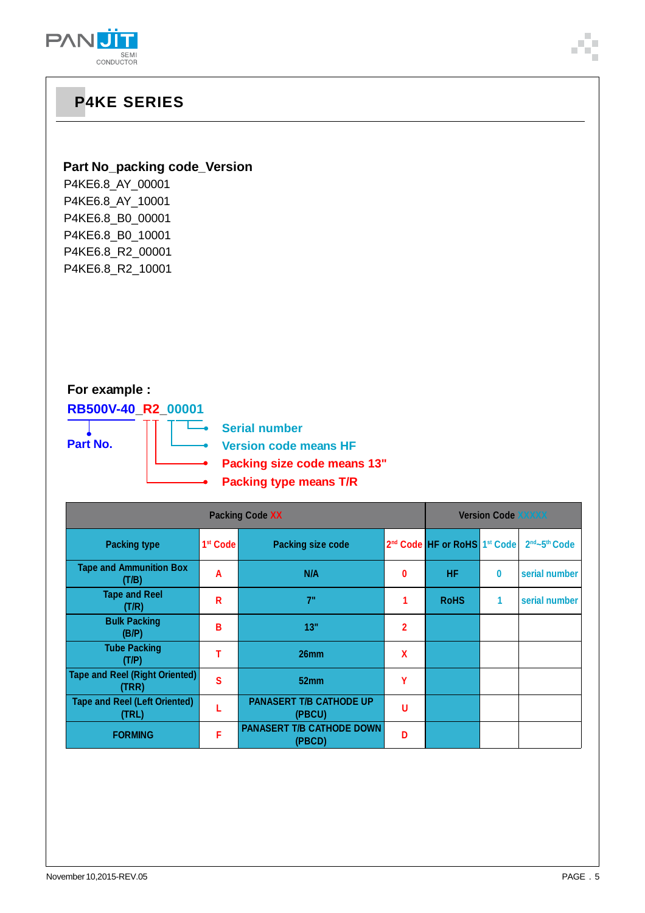## P4KE SERIES

**Part No_packing code_Version**

P4KE6.8_AY_00001
P4KE6.8_AY_10001
P4KE6.8_B0_00001
P4KE6.8_B0_10001
P4KE6.8_R2_00001
P4KE6.8_R2_10001

**For example :**

**RB500V-40_R2_00001**

- **Part No.**
- **Serial number**
- **Version code means HF**
- **Packing size code means 13"**
- **Packing type means T/R**

| Packing Code XX | | | | Version Code XXXXX | | |
|---|---|---|---|---|---|---|
| Packing type | 1st Code | Packing size code | 2nd Code | HF or RoHS | 1st Code | 2nd~5th Code |
| Tape and Ammunition Box (T/B) | A | N/A | 0 | HF | 0 | serial number |
| Tape and Reel (T/R) | R | 7" | 1 | RoHS | 1 | serial number |
| Bulk Packing (B/P) | B | 13" | 2 | | | |
| Tube Packing (T/P) | T | 26mm | X | | | |
| Tape and Reel (Right Oriented) (TRR) | S | 52mm | Y | | | |
| Tape and Reel (Left Oriented) (TRL) | L | PANASERT T/B CATHODE UP (PBCU) | U | | | |
| FORMING | F | PANASERT T/B CATHODE DOWN (PBCD) | D | | | |

November 10,2015-REV.05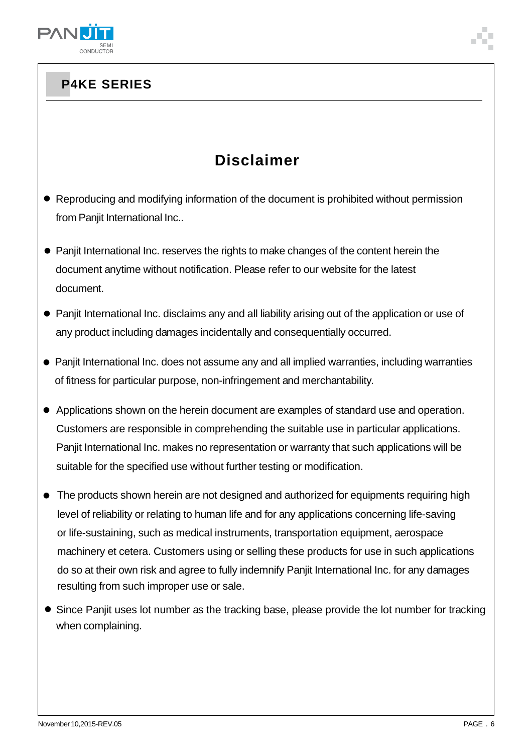# Disclaimer

- Reproducing and modifying information of the document is prohibited without permission from Panjit International Inc..
- Panjit International Inc. reserves the rights to make changes of the content herein the document anytime without notification. Please refer to our website for the latest document.
- Panjit International Inc. disclaims any and all liability arising out of the application or use of any product including damages incidentally and consequentially occurred.
- Panjit International Inc. does not assume any and all implied warranties, including warranties of fitness for particular purpose, non-infringement and merchantability.
- Applications shown on the herein document are examples of standard use and operation. Customers are responsible in comprehending the suitable use in particular applications. Panjit International Inc. makes no representation or warranty that such applications will be suitable for the specified use without further testing or modification.
- The products shown herein are not designed and authorized for equipments requiring high level of reliability or relating to human life and for any applications concerning life-saving or life-sustaining, such as medical instruments, transportation equipment, aerospace machinery et cetera. Customers using or selling these products for use in such applications do so at their own risk and agree to fully indemnify Panjit International Inc. for any damages resulting from such improper use or sale.
- Since Panjit uses lot number as the tracking base, please provide the lot number for tracking when complaining.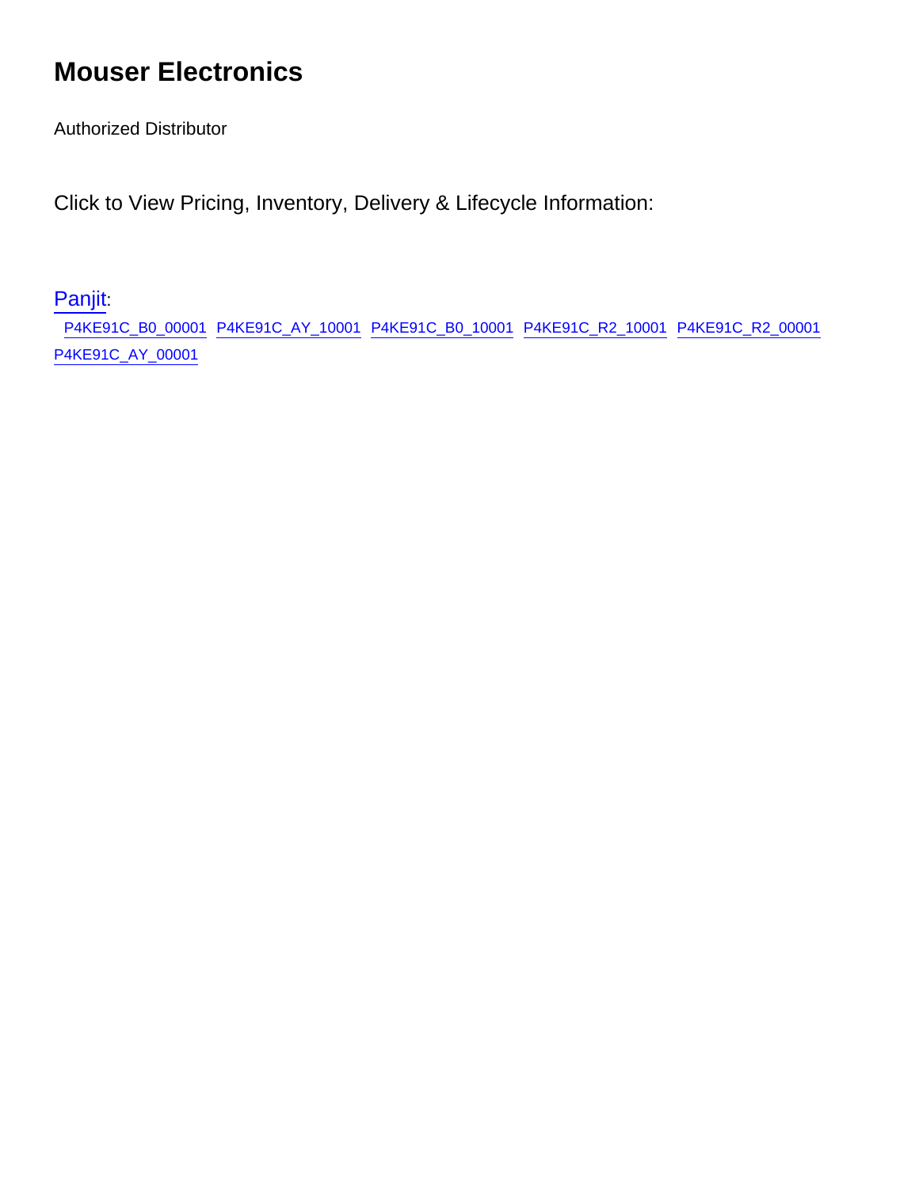# Mouser Electronics

Authorized Distributor

Click to View Pricing, Inventory, Delivery & Lifecycle Information:

Panjit:

P4KE91C_B0_00001 P4KE91C_AY_10001 P4KE91C_B0_10001 P4KE91C_R2_10001 P4KE91C_R2_00001 P4KE91C_AY_00001